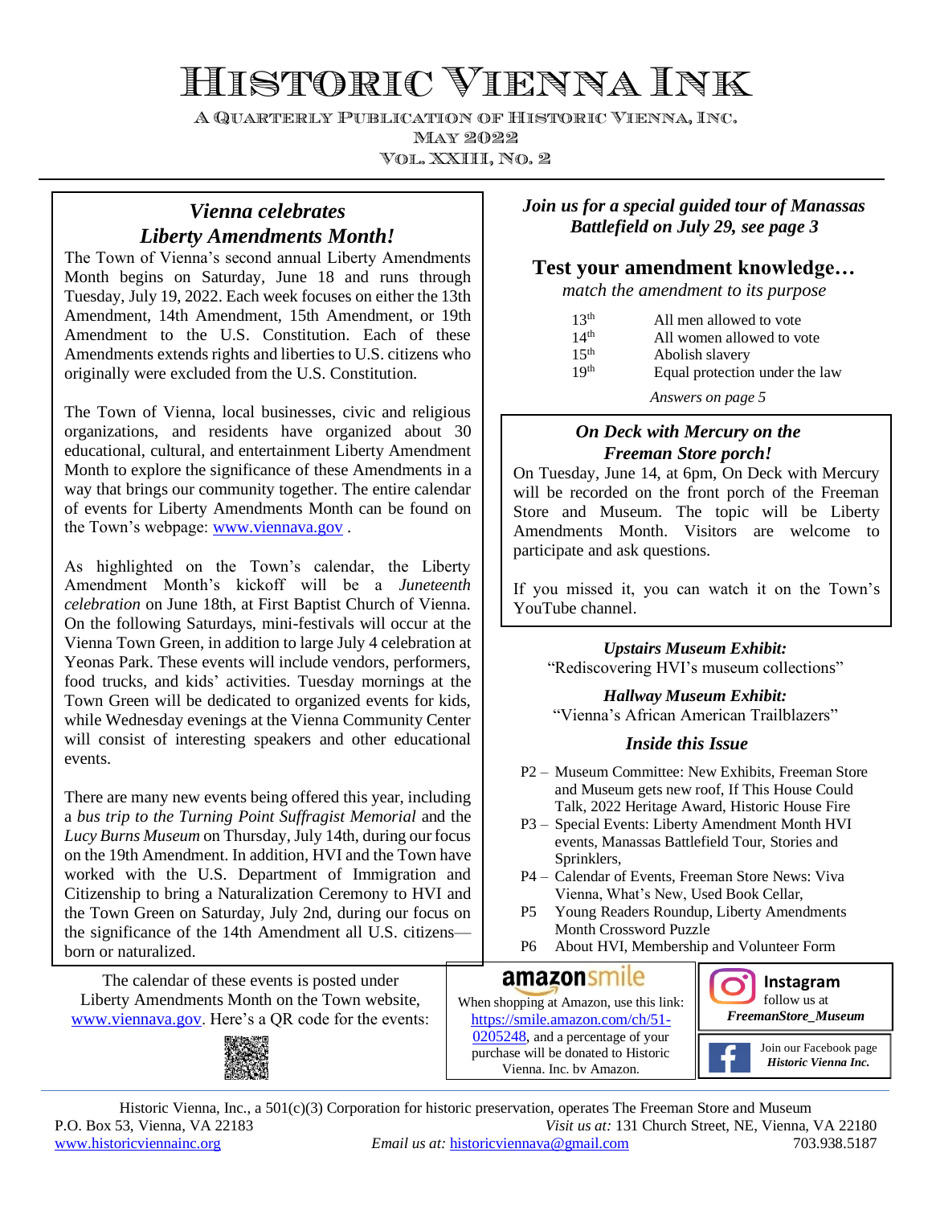# Historic Vienna Ink

A Quarterly Publication of Historic Vienna, Inc.
May 2022
Vol. XXIII, No. 2

## *Vienna celebrates Liberty Amendments Month!*

The Town of Vienna's second annual Liberty Amendments Month begins on Saturday, June 18 and runs through Tuesday, July 19, 2022. Each week focuses on either the 13th Amendment, 14th Amendment, 15th Amendment, or 19th Amendment to the U.S. Constitution. Each of these Amendments extends rights and liberties to U.S. citizens who originally were excluded from the U.S. Constitution.

The Town of Vienna, local businesses, civic and religious organizations, and residents have organized about 30 educational, cultural, and entertainment Liberty Amendment Month to explore the significance of these Amendments in a way that brings our community together. The entire calendar of events for Liberty Amendments Month can be found on the Town's webpage: www.viennava.gov .

As highlighted on the Town's calendar, the Liberty Amendment Month's kickoff will be a *Juneteenth celebration* on June 18th, at First Baptist Church of Vienna. On the following Saturdays, mini-festivals will occur at the Vienna Town Green, in addition to large July 4 celebration at Yeonas Park. These events will include vendors, performers, food trucks, and kids' activities. Tuesday mornings at the Town Green will be dedicated to organized events for kids, while Wednesday evenings at the Vienna Community Center will consist of interesting speakers and other educational events.

There are many new events being offered this year, including a *bus trip to the Turning Point Suffragist Memorial* and the *Lucy Burns Museum* on Thursday, July 14th, during our focus on the 19th Amendment. In addition, HVI and the Town have worked with the U.S. Department of Immigration and Citizenship to bring a Naturalization Ceremony to HVI and the Town Green on Saturday, July 2nd, during our focus on the significance of the 14th Amendment all U.S. citizens—born or naturalized.

The calendar of these events is posted under Liberty Amendments Month on the Town website, www.viennava.gov. Here's a QR code for the events:

***Join us for a special guided tour of Manassas Battlefield on July 29, see page 3***

## Test your amendment knowledge…

*match the amendment to its purpose*

| | |
|---|---|
| 13th | All men allowed to vote |
| 14th | All women allowed to vote |
| 15th | Abolish slavery |
| 19th | Equal protection under the law |

*Answers on page 5*

## *On Deck with Mercury on the Freeman Store porch!*

On Tuesday, June 14, at 6pm, On Deck with Mercury will be recorded on the front porch of the Freeman Store and Museum. The topic will be Liberty Amendments Month. Visitors are welcome to participate and ask questions.

If you missed it, you can watch it on the Town's YouTube channel.

***Upstairs Museum Exhibit:***
"Rediscovering HVI's museum collections"

***Hallway Museum Exhibit:***
"Vienna's African American Trailblazers"

### *Inside this Issue*

- P2 – Museum Committee: New Exhibits, Freeman Store and Museum gets new roof, If This House Could Talk, 2022 Heritage Award, Historic House Fire
- P3 – Special Events: Liberty Amendment Month HVI events, Manassas Battlefield Tour, Stories and Sprinklers,
- P4 – Calendar of Events, Freeman Store News: Viva Vienna, What's New, Used Book Cellar,
- P5 Young Readers Roundup, Liberty Amendments Month Crossword Puzzle
- P6 About HVI, Membership and Volunteer Form

amazonsmile
When shopping at Amazon, use this link: https://smile.amazon.com/ch/51-0205248, and a percentage of your purchase will be donated to Historic Vienna, Inc. by Amazon.

**Instagram**
follow us at
***FreemanStore_Museum***

Join our Facebook page
***Historic Vienna Inc.***

Historic Vienna, Inc., a 501(c)(3) Corporation for historic preservation, operates The Freeman Store and Museum
P.O. Box 53, Vienna, VA 22183 — *Visit us at:* 131 Church Street, NE, Vienna, VA 22180
www.historicviennainc.org — *Email us at:* historicviennava@gmail.com — 703.938.5187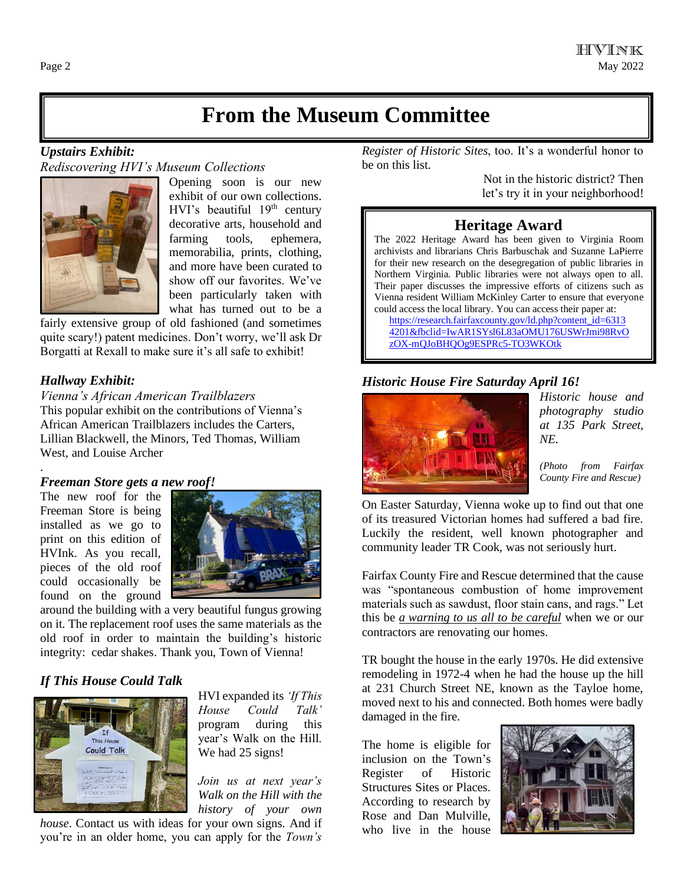# From the Museum Committee

***Upstairs Exhibit:***

*Rediscovering HVI's Museum Collections*

Opening soon is our new exhibit of our own collections. HVI's beautiful 19th century decorative arts, household and farming tools, ephemera, memorabilia, prints, clothing, and more have been curated to show off our favorites. We've been particularly taken with what has turned out to be a fairly extensive group of old fashioned (and sometimes quite scary!) patent medicines. Don't worry, we'll ask Dr Borgatti at Rexall to make sure it's all safe to exhibit!

***Hallway Exhibit:***

*Vienna's African American Trailblazers*

This popular exhibit on the contributions of Vienna's African American Trailblazers includes the Carters, Lillian Blackwell, the Minors, Ted Thomas, William West, and Louise Archer

***Freeman Store gets a new roof!***

The new roof for the Freeman Store is being installed as we go to print on this edition of HVInk. As you recall, pieces of the old roof could occasionally be found on the ground around the building with a very beautiful fungus growing on it. The replacement roof uses the same materials as the old roof in order to maintain the building's historic integrity: cedar shakes. Thank you, Town of Vienna!

***If This House Could Talk***

HVI expanded its *'If This House Could Talk'* program during this year's Walk on the Hill. We had 25 signs!

*Join us at next year's Walk on the Hill with the history of your own house*. Contact us with ideas for your own signs. And if you're in an older home, you can apply for the *Town's Register of Historic Sites*, too. It's a wonderful honor to be on this list.

Not in the historic district? Then let's try it in your neighborhood!

## Heritage Award

The 2022 Heritage Award has been given to Virginia Room archivists and librarians Chris Barbuschak and Suzanne LaPierre for their new research on the desegregation of public libraries in Northern Virginia. Public libraries were not always open to all. Their paper discusses the impressive efforts of citizens such as Vienna resident William McKinley Carter to ensure that everyone could access the local library. You can access their paper at:

https://research.fairfaxcounty.gov/ld.php?content_id=63134201&fbclid=IwAR1SYsl6L83aOMU176USWrJmi98RvOzOX-mQJoBHQOg9ESPRc5-TO3WKOtk

***Historic House Fire Saturday April 16!***

*Historic house and photography studio at 135 Park Street, NE.*

*(Photo from Fairfax County Fire and Rescue)*

On Easter Saturday, Vienna woke up to find out that one of its treasured Victorian homes had suffered a bad fire. Luckily the resident, well known photographer and community leader TR Cook, was not seriously hurt.

Fairfax County Fire and Rescue determined that the cause was "spontaneous combustion of home improvement materials such as sawdust, floor stain cans, and rags." Let this be *a warning to us all to be careful* when we or our contractors are renovating our homes.

TR bought the house in the early 1970s. He did extensive remodeling in 1972-4 when he had the house up the hill at 231 Church Street NE, known as the Tayloe home, moved next to his and connected. Both homes were badly damaged in the fire.

The home is eligible for inclusion on the Town's Register of Historic Structures Sites or Places. According to research by Rose and Dan Mulville, who live in the house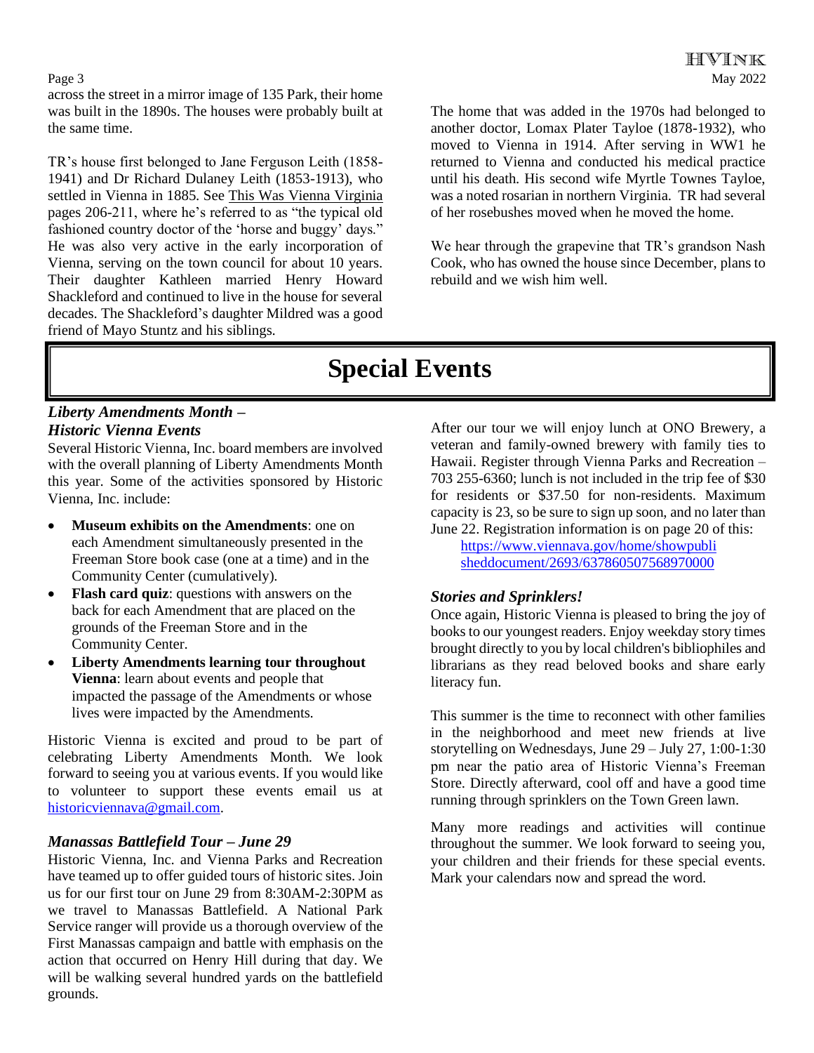across the street in a mirror image of 135 Park, their home was built in the 1890s. The houses were probably built at the same time.

TR's house first belonged to Jane Ferguson Leith (1858-1941) and Dr Richard Dulaney Leith (1853-1913), who settled in Vienna in 1885. See This Was Vienna Virginia pages 206-211, where he's referred to as "the typical old fashioned country doctor of the 'horse and buggy' days." He was also very active in the early incorporation of Vienna, serving on the town council for about 10 years. Their daughter Kathleen married Henry Howard Shackleford and continued to live in the house for several decades. The Shackleford's daughter Mildred was a good friend of Mayo Stuntz and his siblings.

The home that was added in the 1970s had belonged to another doctor, Lomax Plater Tayloe (1878-1932), who moved to Vienna in 1914. After serving in WW1 he returned to Vienna and conducted his medical practice until his death. His second wife Myrtle Townes Tayloe, was a noted rosarian in northern Virginia. TR had several of her rosebushes moved when he moved the home.

We hear through the grapevine that TR's grandson Nash Cook, who has owned the house since December, plans to rebuild and we wish him well.

# Special Events

### *Liberty Amendments Month – Historic Vienna Events*

Several Historic Vienna, Inc. board members are involved with the overall planning of Liberty Amendments Month this year. Some of the activities sponsored by Historic Vienna, Inc. include:

- **Museum exhibits on the Amendments**: one on each Amendment simultaneously presented in the Freeman Store book case (one at a time) and in the Community Center (cumulatively).
- **Flash card quiz**: questions with answers on the back for each Amendment that are placed on the grounds of the Freeman Store and in the Community Center.
- **Liberty Amendments learning tour throughout Vienna**: learn about events and people that impacted the passage of the Amendments or whose lives were impacted by the Amendments.

Historic Vienna is excited and proud to be part of celebrating Liberty Amendments Month. We look forward to seeing you at various events. If you would like to volunteer to support these events email us at historicviennava@gmail.com.

### *Manassas Battlefield Tour – June 29*

Historic Vienna, Inc. and Vienna Parks and Recreation have teamed up to offer guided tours of historic sites. Join us for our first tour on June 29 from 8:30AM-2:30PM as we travel to Manassas Battlefield. A National Park Service ranger will provide us a thorough overview of the First Manassas campaign and battle with emphasis on the action that occurred on Henry Hill during that day. We will be walking several hundred yards on the battlefield grounds.

After our tour we will enjoy lunch at ONO Brewery, a veteran and family-owned brewery with family ties to Hawaii. Register through Vienna Parks and Recreation – 703 255-6360; lunch is not included in the trip fee of $30 for residents or $37.50 for non-residents. Maximum capacity is 23, so be sure to sign up soon, and no later than June 22. Registration information is on page 20 of this:

https://www.viennava.gov/home/showpublisheddocument/2693/637860507568970000

### *Stories and Sprinklers!*

Once again, Historic Vienna is pleased to bring the joy of books to our youngest readers. Enjoy weekday story times brought directly to you by local children's bibliophiles and librarians as they read beloved books and share early literacy fun.

This summer is the time to reconnect with other families in the neighborhood and meet new friends at live storytelling on Wednesdays, June 29 – July 27, 1:00-1:30 pm near the patio area of Historic Vienna's Freeman Store. Directly afterward, cool off and have a good time running through sprinklers on the Town Green lawn.

Many more readings and activities will continue throughout the summer. We look forward to seeing you, your children and their friends for these special events. Mark your calendars now and spread the word.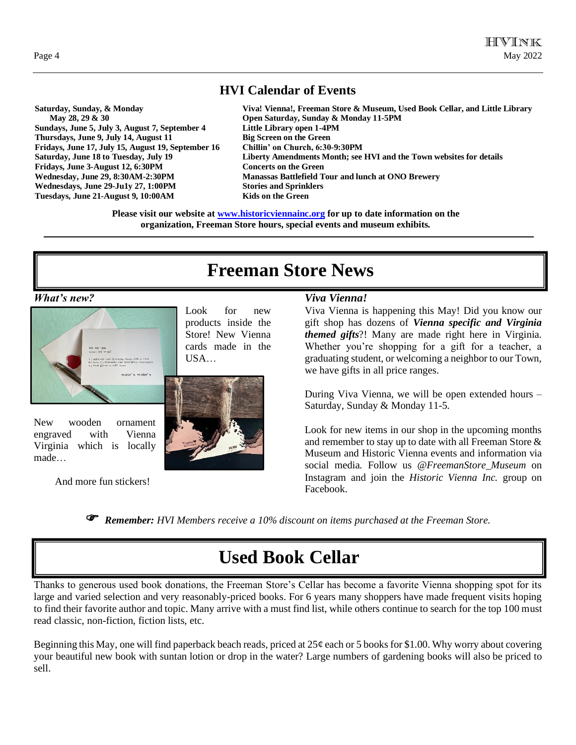## HVI Calendar of Events

| | |
|---|---|
| **Saturday, Sunday, & Monday May 28, 29 & 30** | **Viva! Vienna!, Freeman Store & Museum, Used Book Cellar, and Little Library Open Saturday, Sunday & Monday 11-5PM** |
| **Sundays, June 5, July 3, August 7, September 4** | **Little Library open 1-4PM** |
| **Thursdays, June 9, July 14, August 11** | **Big Screen on the Green** |
| **Fridays, June 17, July 15, August 19, September 16** | **Chillin' on Church, 6:30-9:30PM** |
| **Saturday, June 18 to Tuesday, July 19** | **Liberty Amendments Month; see HVI and the Town websites for details** |
| **Fridays, June 3-August 12, 6:30PM** | **Concerts on the Green** |
| **Wednesday, June 29, 8:30AM-2:30PM** | **Manassas Battlefield Tour and lunch at ONO Brewery** |
| **Wednesdays, June 29-Ju1y 27, 1:00PM** | **Stories and Sprinklers** |
| **Tuesdays, June 21-August 9, 10:00AM** | **Kids on the Green** |

**Please visit our website at [www.historicviennainc.org](http://www.historicviennainc.org) for up to date information on the organization, Freeman Store hours, special events and museum exhibits.**

# Freeman Store News

### *What's new?*

Look for new products inside the Store! New Vienna cards made in the USA…

New wooden ornament engraved with Vienna Virginia which is locally made…

And more fun stickers!

### *Viva Vienna!*

Viva Vienna is happening this May! Did you know our gift shop has dozens of ***Vienna specific and Virginia themed gifts***?! Many are made right here in Virginia. Whether you're shopping for a gift for a teacher, a graduating student, or welcoming a neighbor to our Town, we have gifts in all price ranges.

During Viva Vienna, we will be open extended hours – Saturday, Sunday & Monday 11-5.

Look for new items in our shop in the upcoming months and remember to stay up to date with all Freeman Store & Museum and Historic Vienna events and information via social media. Follow us *@FreemanStore_Museum* on Instagram and join the *Historic Vienna Inc.* group on Facebook.

☞ ***Remember:*** *HVI Members receive a 10% discount on items purchased at the Freeman Store.*

# Used Book Cellar

Thanks to generous used book donations, the Freeman Store's Cellar has become a favorite Vienna shopping spot for its large and varied selection and very reasonably-priced books. For 6 years many shoppers have made frequent visits hoping to find their favorite author and topic. Many arrive with a must find list, while others continue to search for the top 100 must read classic, non-fiction, fiction lists, etc.

Beginning this May, one will find paperback beach reads, priced at 25¢ each or 5 books for $1.00. Why worry about covering your beautiful new book with suntan lotion or drop in the water? Large numbers of gardening books will also be priced to sell.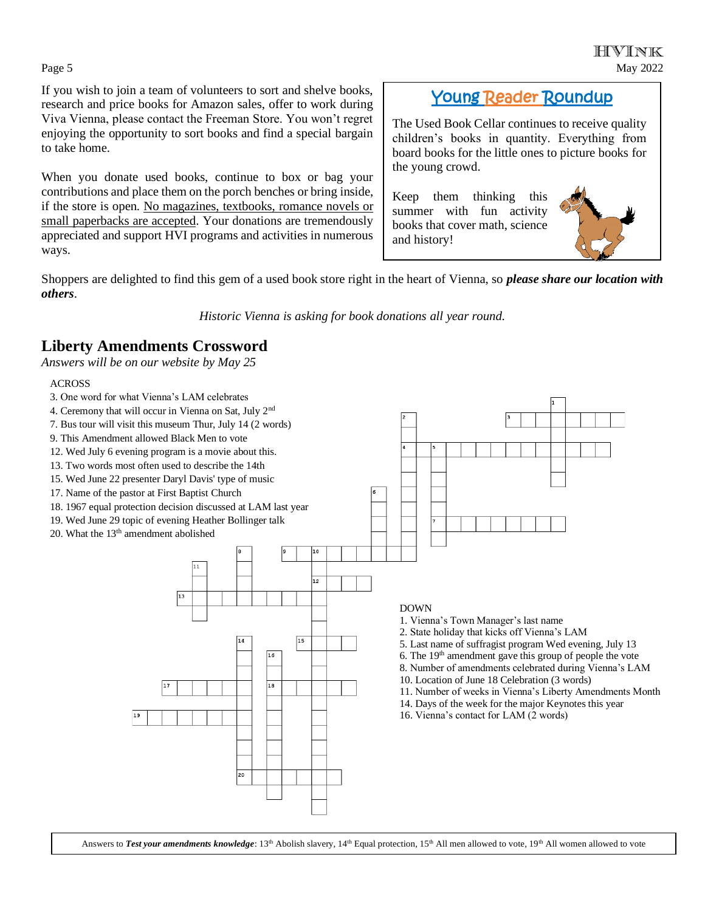If you wish to join a team of volunteers to sort and shelve books, research and price books for Amazon sales, offer to work during Viva Vienna, please contact the Freeman Store. You won't regret enjoying the opportunity to sort books and find a special bargain to take home.

When you donate used books, continue to box or bag your contributions and place them on the porch benches or bring inside, if the store is open. No magazines, textbooks, romance novels or small paperbacks are accepted. Your donations are tremendously appreciated and support HVI programs and activities in numerous ways.

## Young Reader Roundup

The Used Book Cellar continues to receive quality children's books in quantity. Everything from board books for the little ones to picture books for the young crowd.

Keep them thinking this summer with fun activity books that cover math, science and history!

Shoppers are delighted to find this gem of a used book store right in the heart of Vienna, so ***please share our location with others***.

*Historic Vienna is asking for book donations all year round.*

## Liberty Amendments Crossword

*Answers will be on our website by May 25*

ACROSS

3. One word for what Vienna's LAM celebrates
4. Ceremony that will occur in Vienna on Sat, July 2nd
7. Bus tour will visit this museum Thur, July 14 (2 words)
9. This Amendment allowed Black Men to vote
12. Wed July 6 evening program is a movie about this.
13. Two words most often used to describe the 14th
15. Wed June 22 presenter Daryl Davis' type of music
17. Name of the pastor at First Baptist Church
18. 1967 equal protection decision discussed at LAM last year
19. Wed June 29 topic of evening Heather Bollinger talk
20. What the 13th amendment abolished

DOWN

1. Vienna's Town Manager's last name
2. State holiday that kicks off Vienna's LAM
5. Last name of suffragist program Wed evening, July 13
6. The 19th amendment gave this group of people the vote
8. Number of amendments celebrated during Vienna's LAM
10. Location of June 18 Celebration (3 words)
11. Number of weeks in Vienna's Liberty Amendments Month
14. Days of the week for the major Keynotes this year
16. Vienna's contact for LAM (2 words)

Answers to ***Test your amendments knowledge***: 13th Abolish slavery, 14th Equal protection, 15th All men allowed to vote, 19th All women allowed to vote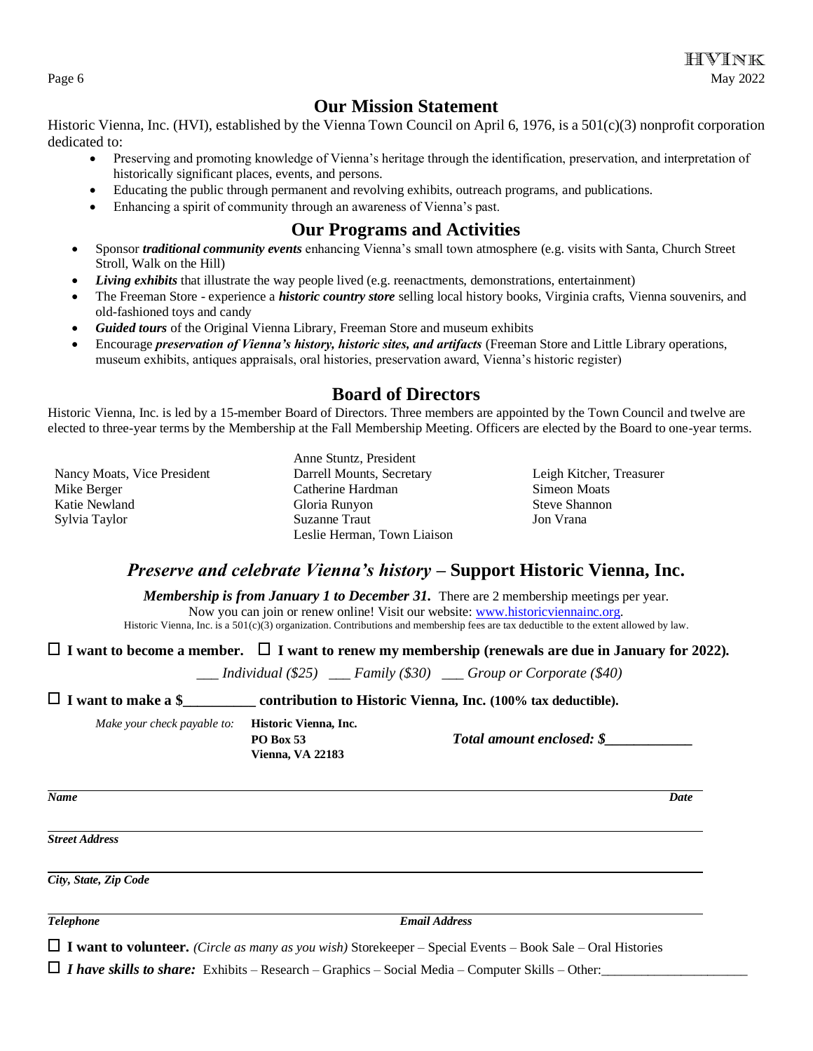## Our Mission Statement

Historic Vienna, Inc. (HVI), established by the Vienna Town Council on April 6, 1976, is a 501(c)(3) nonprofit corporation dedicated to:

- Preserving and promoting knowledge of Vienna's heritage through the identification, preservation, and interpretation of historically significant places, events, and persons.
- Educating the public through permanent and revolving exhibits, outreach programs, and publications.
- Enhancing a spirit of community through an awareness of Vienna's past.

## Our Programs and Activities

- Sponsor ***traditional community events*** enhancing Vienna's small town atmosphere (e.g. visits with Santa, Church Street Stroll, Walk on the Hill)
- ***Living exhibits*** that illustrate the way people lived (e.g. reenactments, demonstrations, entertainment)
- The Freeman Store - experience a ***historic country store*** selling local history books, Virginia crafts, Vienna souvenirs, and old-fashioned toys and candy
- ***Guided tours*** of the Original Vienna Library, Freeman Store and museum exhibits
- Encourage ***preservation of Vienna's history, historic sites, and artifacts*** (Freeman Store and Little Library operations, museum exhibits, antiques appraisals, oral histories, preservation award, Vienna's historic register)

## Board of Directors

Historic Vienna, Inc. is led by a 15-member Board of Directors. Three members are appointed by the Town Council and twelve are elected to three-year terms by the Membership at the Fall Membership Meeting. Officers are elected by the Board to one-year terms.

Anne Stuntz, President

Nancy Moats, Vice President
Mike Berger
Katie Newland
Sylvia Taylor

Darrell Mounts, Secretary
Catherine Hardman
Gloria Runyon
Suzanne Traut
Leslie Herman, Town Liaison

Leigh Kitcher, Treasurer
Simeon Moats
Steve Shannon
Jon Vrana

## *Preserve and celebrate Vienna's history* – Support Historic Vienna, Inc.

***Membership is from January 1 to December 31.*** There are 2 membership meetings per year.
Now you can join or renew online! Visit our website: www.historicviennainc.org.
Historic Vienna, Inc. is a 501(c)(3) organization. Contributions and membership fees are tax deductible to the extent allowed by law.

☐ **I want to become a member.** ☐ **I want to renew my membership (renewals are due in January for 2022).**

___ *Individual ($25)* ___ *Family ($30)* ___ *Group or Corporate ($40)*

☐ **I want to make a $_________ contribution to Historic Vienna, Inc. (100% tax deductible).**

*Make your check payable to:* **Historic Vienna, Inc.**
**PO Box 53**
**Vienna, VA 22183**

***Total amount enclosed: $____________***

***Name*** ***Date***

***Street Address***

***City, State, Zip Code***

***Telephone*** ***Email Address***

☐ **I want to volunteer.** *(Circle as many as you wish)* Storekeeper – Special Events – Book Sale – Oral Histories

☐ ***I have skills to share:*** Exhibits – Research – Graphics – Social Media – Computer Skills – Other:______________________